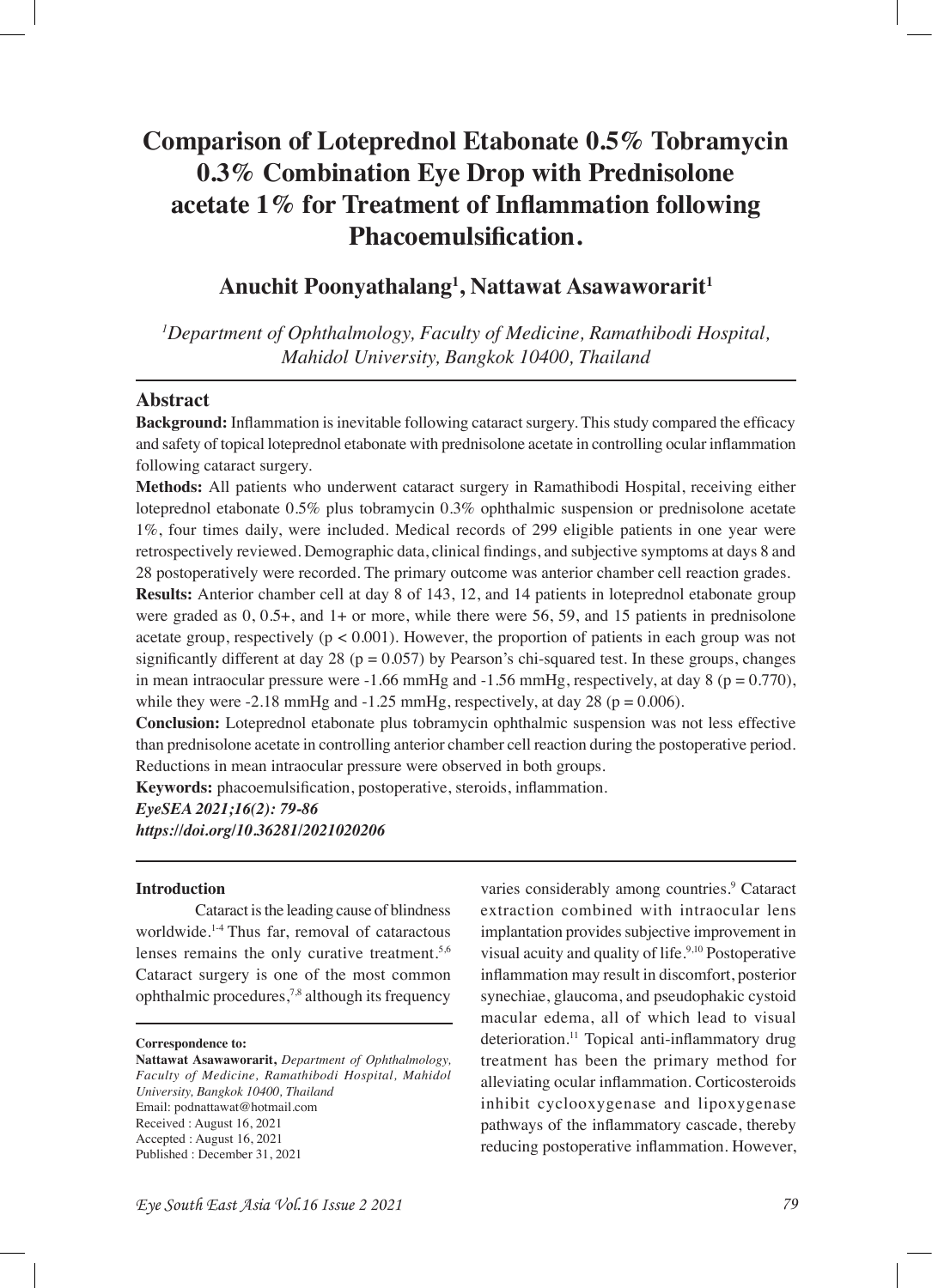# Comparison of Loteprednol Etabonate 0.5% Tobramycin 0.3% Combination Eye Drop with Prednisolone acetate 1% for Treatment of Inflammation following Phacoemulsification.

## Anuchit Poonyathalang[1], Nattawat Asawaworarit[1]

*[1]Department of Ophthalmology, Faculty of Medicine, Ramathibodi Hospital, Mahidol University, Bangkok 10400, Thailand*

## Abstract

**Background:** Inflammation is inevitable following cataract surgery. This study compared the efficacy and safety of topical loteprednol etabonate with prednisolone acetate in controlling ocular inflammation following cataract surgery.

**Methods:** All patients who underwent cataract surgery in Ramathibodi Hospital, receiving either loteprednol etabonate 0.5% plus tobramycin 0.3% ophthalmic suspension or prednisolone acetate 1%, four times daily, were included. Medical records of 299 eligible patients in one year were retrospectively reviewed. Demographic data, clinical findings, and subjective symptoms at days 8 and 28 postoperatively were recorded. The primary outcome was anterior chamber cell reaction grades.

**Results:** Anterior chamber cell at day 8 of 143, 12, and 14 patients in loteprednol etabonate group were graded as 0, 0.5+, and 1+ or more, while there were 56, 59, and 15 patients in prednisolone acetate group, respectively ($p < 0.001$). However, the proportion of patients in each group was not significantly different at day 28 ($p = 0.057$) by Pearson's chi-squared test. In these groups, changes in mean intraocular pressure were -1.66 mmHg and -1.56 mmHg, respectively, at day 8 ($p = 0.770$), while they were -2.18 mmHg and -1.25 mmHg, respectively, at day 28 ($p = 0.006$).

**Conclusion:** Loteprednol etabonate plus tobramycin ophthalmic suspension was not less effective than prednisolone acetate in controlling anterior chamber cell reaction during the postoperative period. Reductions in mean intraocular pressure were observed in both groups.

**Keywords:** phacoemulsification, postoperative, steroids, inflammation.

***EyeSEA 2021;16(2): 79-86***

***https://doi.org/10.36281/2021020206***

---

### Introduction

Cataract is the leading cause of blindness worldwide.[1-4] Thus far, removal of cataractous lenses remains the only curative treatment.[5,6] Cataract surgery is one of the most common ophthalmic procedures,[7,8] although its frequency varies considerably among countries.[9] Cataract extraction combined with intraocular lens implantation provides subjective improvement in visual acuity and quality of life.[9,10] Postoperative inflammation may result in discomfort, posterior synechiae, glaucoma, and pseudophakic cystoid macular edema, all of which lead to visual deterioration.[11] Topical anti-inflammatory drug treatment has been the primary method for alleviating ocular inflammation. Corticosteroids inhibit cyclooxygenase and lipoxygenase pathways of the inflammatory cascade, thereby reducing postoperative inflammation. However,

---

**Correspondence to:**

**Nattawat Asawaworarit,** *Department of Ophthalmology, Faculty of Medicine, Ramathibodi Hospital, Mahidol University, Bangkok 10400, Thailand*

Email: podnattawat@hotmail.com

Received : August 16, 2021

Accepted : August 16, 2021

Published : December 31, 2021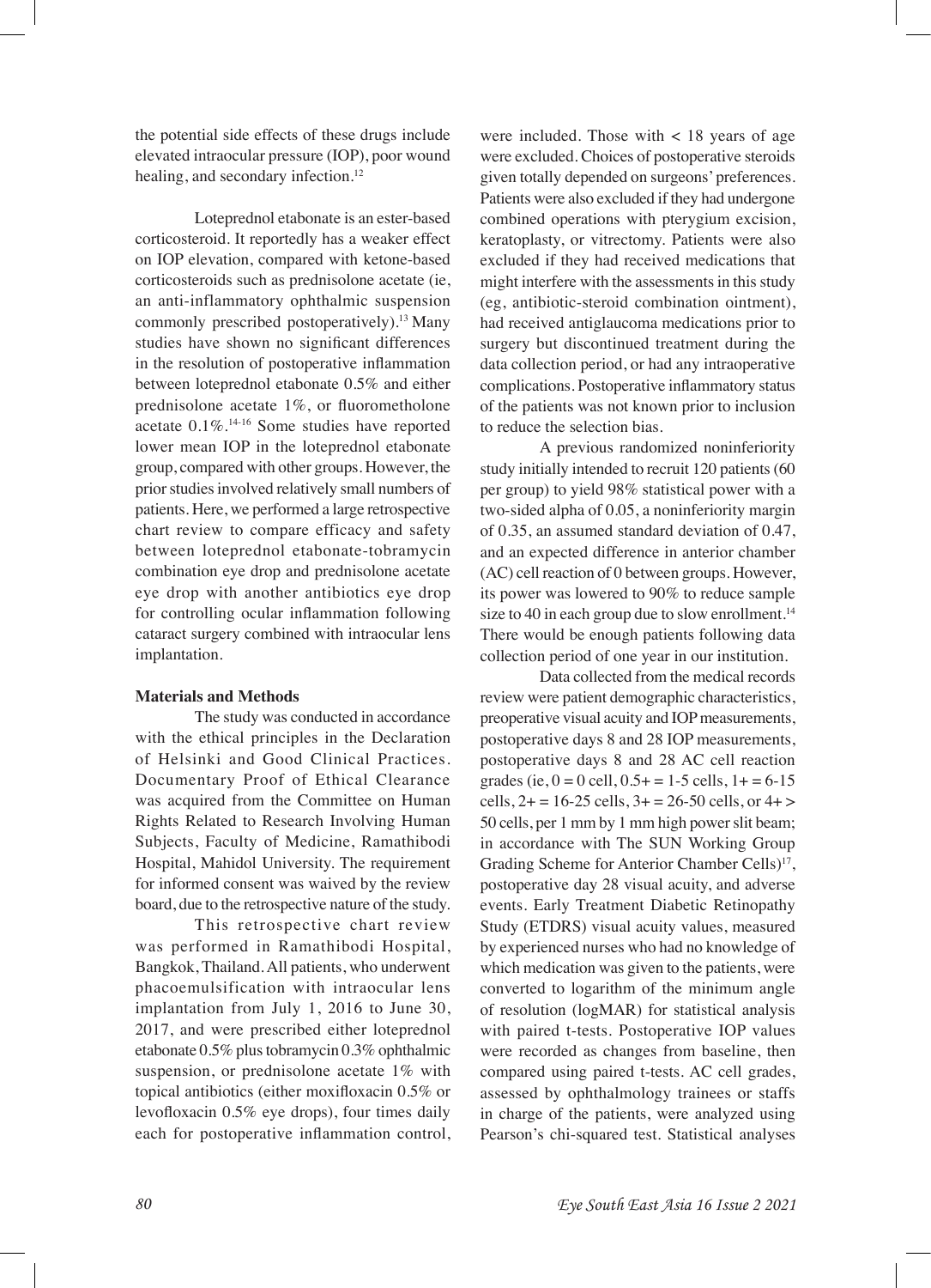the potential side effects of these drugs include elevated intraocular pressure (IOP), poor wound healing, and secondary infection.[12]

Loteprednol etabonate is an ester-based corticosteroid. It reportedly has a weaker effect on IOP elevation, compared with ketone-based corticosteroids such as prednisolone acetate (ie, an anti-inflammatory ophthalmic suspension commonly prescribed postoperatively).[13] Many studies have shown no significant differences in the resolution of postoperative inflammation between loteprednol etabonate 0.5% and either prednisolone acetate 1%, or fluorometholone acetate 0.1%.[14-16] Some studies have reported lower mean IOP in the loteprednol etabonate group, compared with other groups. However, the prior studies involved relatively small numbers of patients. Here, we performed a large retrospective chart review to compare efficacy and safety between loteprednol etabonate-tobramycin combination eye drop and prednisolone acetate eye drop with another antibiotics eye drop for controlling ocular inflammation following cataract surgery combined with intraocular lens implantation.

**Materials and Methods**

The study was conducted in accordance with the ethical principles in the Declaration of Helsinki and Good Clinical Practices. Documentary Proof of Ethical Clearance was acquired from the Committee on Human Rights Related to Research Involving Human Subjects, Faculty of Medicine, Ramathibodi Hospital, Mahidol University. The requirement for informed consent was waived by the review board, due to the retrospective nature of the study.

This retrospective chart review was performed in Ramathibodi Hospital, Bangkok, Thailand. All patients, who underwent phacoemulsification with intraocular lens implantation from July 1, 2016 to June 30, 2017, and were prescribed either loteprednol etabonate 0.5% plus tobramycin 0.3% ophthalmic suspension, or prednisolone acetate 1% with topical antibiotics (either moxifloxacin 0.5% or levofloxacin 0.5% eye drops), four times daily each for postoperative inflammation control, were included. Those with < 18 years of age were excluded. Choices of postoperative steroids given totally depended on surgeons' preferences. Patients were also excluded if they had undergone combined operations with pterygium excision, keratoplasty, or vitrectomy. Patients were also excluded if they had received medications that might interfere with the assessments in this study (eg, antibiotic-steroid combination ointment), had received antiglaucoma medications prior to surgery but discontinued treatment during the data collection period, or had any intraoperative complications. Postoperative inflammatory status of the patients was not known prior to inclusion to reduce the selection bias.

A previous randomized noninferiority study initially intended to recruit 120 patients (60 per group) to yield 98% statistical power with a two-sided alpha of 0.05, a noninferiority margin of 0.35, an assumed standard deviation of 0.47, and an expected difference in anterior chamber (AC) cell reaction of 0 between groups. However, its power was lowered to 90% to reduce sample size to 40 in each group due to slow enrollment.[14] There would be enough patients following data collection period of one year in our institution.

Data collected from the medical records review were patient demographic characteristics, preoperative visual acuity and IOP measurements, postoperative days 8 and 28 IOP measurements, postoperative days 8 and 28 AC cell reaction grades (ie, 0 = 0 cell, 0.5+ = 1-5 cells, 1+ = 6-15 cells, 2+ = 16-25 cells, 3+ = 26-50 cells, or 4+ > 50 cells, per 1 mm by 1 mm high power slit beam; in accordance with The SUN Working Group Grading Scheme for Anterior Chamber Cells)[17], postoperative day 28 visual acuity, and adverse events. Early Treatment Diabetic Retinopathy Study (ETDRS) visual acuity values, measured by experienced nurses who had no knowledge of which medication was given to the patients, were converted to logarithm of the minimum angle of resolution (logMAR) for statistical analysis with paired t-tests. Postoperative IOP values were recorded as changes from baseline, then compared using paired t-tests. AC cell grades, assessed by ophthalmology trainees or staffs in charge of the patients, were analyzed using Pearson's chi-squared test. Statistical analyses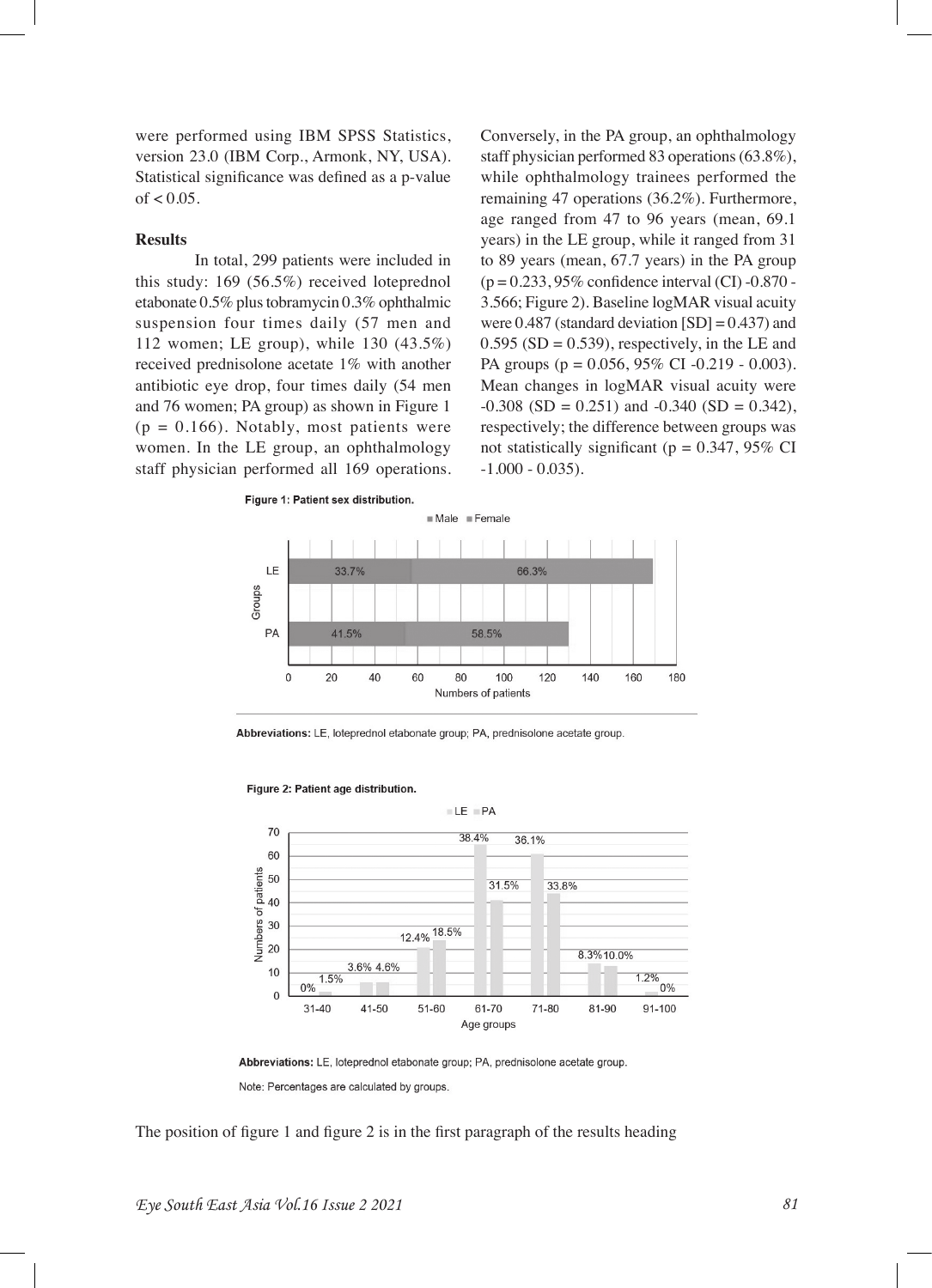were performed using IBM SPSS Statistics, version 23.0 (IBM Corp., Armonk, NY, USA). Statistical significance was defined as a p-value of < 0.05.

**Results**

In total, 299 patients were included in this study: 169 (56.5%) received loteprednol etabonate 0.5% plus tobramycin 0.3% ophthalmic suspension four times daily (57 men and 112 women; LE group), while 130 (43.5%) received prednisolone acetate 1% with another antibiotic eye drop, four times daily (54 men and 76 women; PA group) as shown in Figure 1 (p = 0.166). Notably, most patients were women. In the LE group, an ophthalmology staff physician performed all 169 operations. Conversely, in the PA group, an ophthalmology staff physician performed 83 operations (63.8%), while ophthalmology trainees performed the remaining 47 operations (36.2%). Furthermore, age ranged from 47 to 96 years (mean, 69.1 years) in the LE group, while it ranged from 31 to 89 years (mean, 67.7 years) in the PA group (p = 0.233, 95% confidence interval (CI) -0.870 - 3.566; Figure 2). Baseline logMAR visual acuity were 0.487 (standard deviation [SD] = 0.437) and 0.595 (SD = 0.539), respectively, in the LE and PA groups (p = 0.056, 95% CI -0.219 - 0.003). Mean changes in logMAR visual acuity were -0.308 (SD = 0.251) and -0.340 (SD = 0.342), respectively; the difference between groups was not statistically significant (p = 0.347, 95% CI -1.000 - 0.035).

**Figure 1: Patient sex distribution.**

Male Female

Groups

LE 33.7% 66.3%

PA 41.5% 58.5%

0 20 40 60 80 100 120 140 160 180

Numbers of patients

**Abbreviations:** LE, loteprednol etabonate group; PA, prednisolone acetate group.

**Figure 2: Patient age distribution.**

LE PA

Numbers of patients

70 60 50 40 30 20 10 0

0% 1.5% 3.6% 4.6% 12.4% 18.5% 38.4% 31.5% 36.1% 33.8% 8.3% 10.0% 1.2% 0%

31-40 41-50 51-60 61-70 71-80 81-90 91-100

Age groups

**Abbreviations:** LE, loteprednol etabonate group; PA, prednisolone acetate group.

Note: Percentages are calculated by groups.

The position of figure 1 and figure 2 is in the first paragraph of the results heading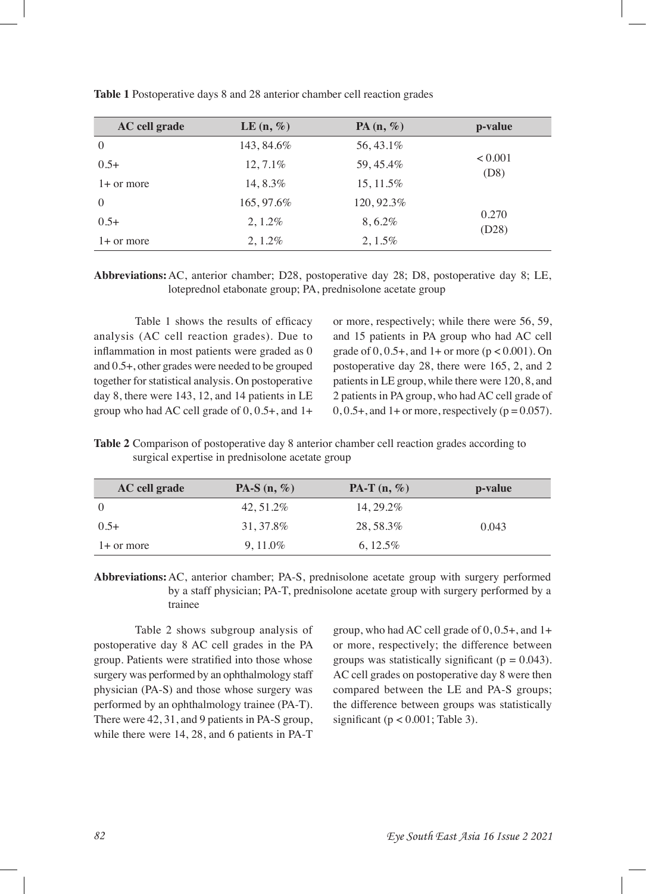**Table 1** Postoperative days 8 and 28 anterior chamber cell reaction grades

| AC cell grade | LE (n, %) | PA (n, %) | p-value |
|---|---|---|---|
| 0 | 143, 84.6% | 56, 43.1% | < 0.001 (D8) |
| 0.5+ | 12, 7.1% | 59, 45.4% | |
| 1+ or more | 14, 8.3% | 15, 11.5% | |
| 0 | 165, 97.6% | 120, 92.3% | 0.270 (D28) |
| 0.5+ | 2, 1.2% | 8, 6.2% | |
| 1+ or more | 2, 1.2% | 2, 1.5% | |

**Abbreviations:** AC, anterior chamber; D28, postoperative day 28; D8, postoperative day 8; LE, loteprednol etabonate group; PA, prednisolone acetate group

Table 1 shows the results of efficacy analysis (AC cell reaction grades). Due to inflammation in most patients were graded as 0 and 0.5+, other grades were needed to be grouped together for statistical analysis. On postoperative day 8, there were 143, 12, and 14 patients in LE group who had AC cell grade of 0, 0.5+, and 1+ or more, respectively; while there were 56, 59, and 15 patients in PA group who had AC cell grade of 0, 0.5+, and 1+ or more ($p < 0.001$). On postoperative day 28, there were 165, 2, and 2 patients in LE group, while there were 120, 8, and 2 patients in PA group, who had AC cell grade of 0, 0.5+, and 1+ or more, respectively ($p = 0.057$).

**Table 2** Comparison of postoperative day 8 anterior chamber cell reaction grades according to surgical expertise in prednisolone acetate group

| AC cell grade | PA-S (n, %) | PA-T (n, %) | p-value |
|---|---|---|---|
| 0 | 42, 51.2% | 14, 29.2% | 0.043 |
| 0.5+ | 31, 37.8% | 28, 58.3% | |
| 1+ or more | 9, 11.0% | 6, 12.5% | |

**Abbreviations:** AC, anterior chamber; PA-S, prednisolone acetate group with surgery performed by a staff physician; PA-T, prednisolone acetate group with surgery performed by a trainee

Table 2 shows subgroup analysis of postoperative day 8 AC cell grades in the PA group. Patients were stratified into those whose surgery was performed by an ophthalmology staff physician (PA-S) and those whose surgery was performed by an ophthalmology trainee (PA-T). There were 42, 31, and 9 patients in PA-S group, while there were 14, 28, and 6 patients in PA-T group, who had AC cell grade of 0, 0.5+, and 1+ or more, respectively; the difference between groups was statistically significant ($p = 0.043$). AC cell grades on postoperative day 8 were then compared between the LE and PA-S groups; the difference between groups was statistically significant ($p < 0.001$; Table 3).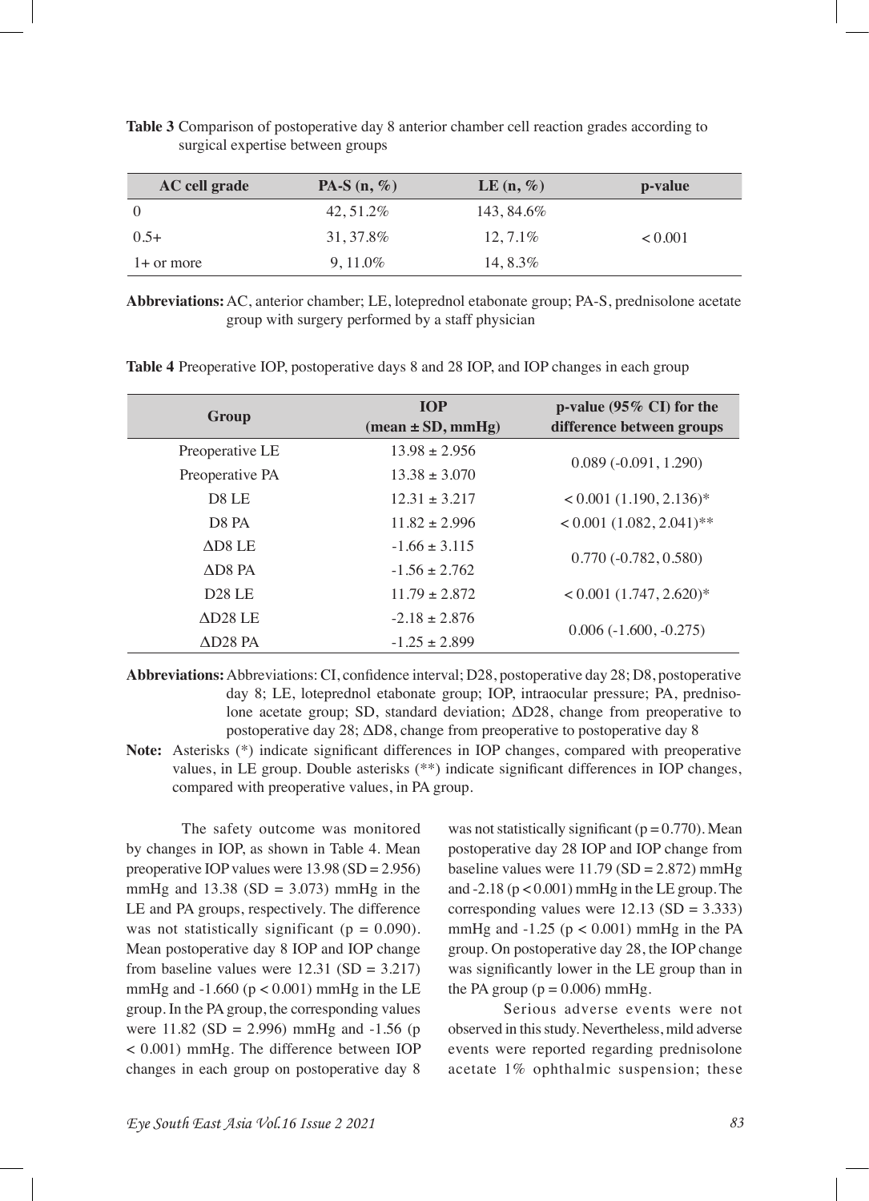**Table 3** Comparison of postoperative day 8 anterior chamber cell reaction grades according to surgical expertise between groups

| AC cell grade | PA-S (n, %) | LE (n, %) | p-value |
|---|---|---|---|
| 0 | 42, 51.2% | 143, 84.6% | |
| 0.5+ | 31, 37.8% | 12, 7.1% | < 0.001 |
| 1+ or more | 9, 11.0% | 14, 8.3% | |

**Abbreviations:** AC, anterior chamber; LE, loteprednol etabonate group; PA-S, prednisolone acetate group with surgery performed by a staff physician

**Table 4** Preoperative IOP, postoperative days 8 and 28 IOP, and IOP changes in each group

| Group | IOP (mean ± SD, mmHg) | p-value (95% CI) for the difference between groups |
|---|---|---|
| Preoperative LE | 13.98 ± 2.956 | 0.089 (-0.091, 1.290) |
| Preoperative PA | 13.38 ± 3.070 | |
| D8 LE | 12.31 ± 3.217 | < 0.001 (1.190, 2.136)* |
| D8 PA | 11.82 ± 2.996 | < 0.001 (1.082, 2.041)** |
| ΔD8 LE | -1.66 ± 3.115 | 0.770 (-0.782, 0.580) |
| ΔD8 PA | -1.56 ± 2.762 | |
| D28 LE | 11.79 ± 2.872 | < 0.001 (1.747, 2.620)* |
| ΔD28 LE | -2.18 ± 2.876 | 0.006 (-1.600, -0.275) |
| ΔD28 PA | -1.25 ± 2.899 | |

**Abbreviations:** Abbreviations: CI, confidence interval; D28, postoperative day 28; D8, postoperative day 8; LE, loteprednol etabonate group; IOP, intraocular pressure; PA, prednisolone acetate group; SD, standard deviation; ΔD28, change from preoperative to postoperative day 28; ΔD8, change from preoperative to postoperative day 8

**Note:** Asterisks (*) indicate significant differences in IOP changes, compared with preoperative values, in LE group. Double asterisks (**) indicate significant differences in IOP changes, compared with preoperative values, in PA group.

The safety outcome was monitored by changes in IOP, as shown in Table 4. Mean preoperative IOP values were 13.98 (SD = 2.956) mmHg and 13.38 (SD = 3.073) mmHg in the LE and PA groups, respectively. The difference was not statistically significant ($p = 0.090$). Mean postoperative day 8 IOP and IOP change from baseline values were 12.31 (SD = 3.217) mmHg and -1.660 ($p < 0.001$) mmHg in the LE group. In the PA group, the corresponding values were 11.82 (SD = 2.996) mmHg and -1.56 ($p < 0.001$) mmHg. The difference between IOP changes in each group on postoperative day 8 was not statistically significant ($p = 0.770$). Mean postoperative day 28 IOP and IOP change from baseline values were 11.79 (SD = 2.872) mmHg and -2.18 ($p < 0.001$) mmHg in the LE group. The corresponding values were 12.13 (SD = 3.333) mmHg and -1.25 ($p < 0.001$) mmHg in the PA group. On postoperative day 28, the IOP change was significantly lower in the LE group than in the PA group ($p = 0.006$) mmHg.

Serious adverse events were not observed in this study. Nevertheless, mild adverse events were reported regarding prednisolone acetate 1% ophthalmic suspension; these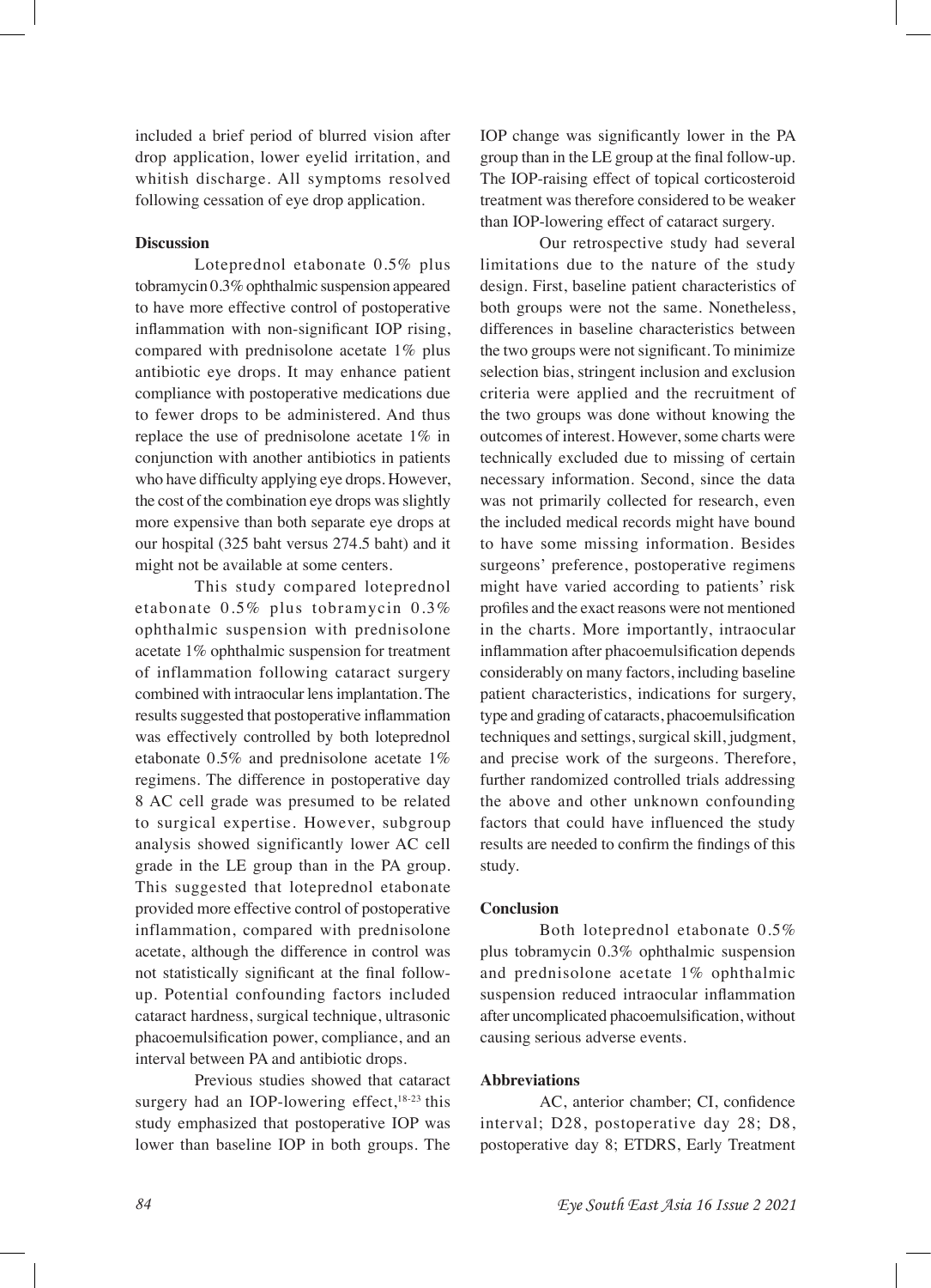included a brief period of blurred vision after drop application, lower eyelid irritation, and whitish discharge. All symptoms resolved following cessation of eye drop application.

## Discussion

Loteprednol etabonate 0.5% plus tobramycin 0.3% ophthalmic suspension appeared to have more effective control of postoperative inflammation with non-significant IOP rising, compared with prednisolone acetate 1% plus antibiotic eye drops. It may enhance patient compliance with postoperative medications due to fewer drops to be administered. And thus replace the use of prednisolone acetate 1% in conjunction with another antibiotics in patients who have difficulty applying eye drops. However, the cost of the combination eye drops was slightly more expensive than both separate eye drops at our hospital (325 baht versus 274.5 baht) and it might not be available at some centers.

This study compared loteprednol etabonate 0.5% plus tobramycin 0.3% ophthalmic suspension with prednisolone acetate 1% ophthalmic suspension for treatment of inflammation following cataract surgery combined with intraocular lens implantation. The results suggested that postoperative inflammation was effectively controlled by both loteprednol etabonate 0.5% and prednisolone acetate 1% regimens. The difference in postoperative day 8 AC cell grade was presumed to be related to surgical expertise. However, subgroup analysis showed significantly lower AC cell grade in the LE group than in the PA group. This suggested that loteprednol etabonate provided more effective control of postoperative inflammation, compared with prednisolone acetate, although the difference in control was not statistically significant at the final follow-up. Potential confounding factors included cataract hardness, surgical technique, ultrasonic phacoemulsification power, compliance, and an interval between PA and antibiotic drops.

Previous studies showed that cataract surgery had an IOP-lowering effect,[18-23] this study emphasized that postoperative IOP was lower than baseline IOP in both groups. The IOP change was significantly lower in the PA group than in the LE group at the final follow-up. The IOP-raising effect of topical corticosteroid treatment was therefore considered to be weaker than IOP-lowering effect of cataract surgery.

Our retrospective study had several limitations due to the nature of the study design. First, baseline patient characteristics of both groups were not the same. Nonetheless, differences in baseline characteristics between the two groups were not significant. To minimize selection bias, stringent inclusion and exclusion criteria were applied and the recruitment of the two groups was done without knowing the outcomes of interest. However, some charts were technically excluded due to missing of certain necessary information. Second, since the data was not primarily collected for research, even the included medical records might have bound to have some missing information. Besides surgeons' preference, postoperative regimens might have varied according to patients' risk profiles and the exact reasons were not mentioned in the charts. More importantly, intraocular inflammation after phacoemulsification depends considerably on many factors, including baseline patient characteristics, indications for surgery, type and grading of cataracts, phacoemulsification techniques and settings, surgical skill, judgment, and precise work of the surgeons. Therefore, further randomized controlled trials addressing the above and other unknown confounding factors that could have influenced the study results are needed to confirm the findings of this study.

## Conclusion

Both loteprednol etabonate 0.5% plus tobramycin 0.3% ophthalmic suspension and prednisolone acetate 1% ophthalmic suspension reduced intraocular inflammation after uncomplicated phacoemulsification, without causing serious adverse events.

## Abbreviations

AC, anterior chamber; CI, confidence interval; D28, postoperative day 28; D8, postoperative day 8; ETDRS, Early Treatment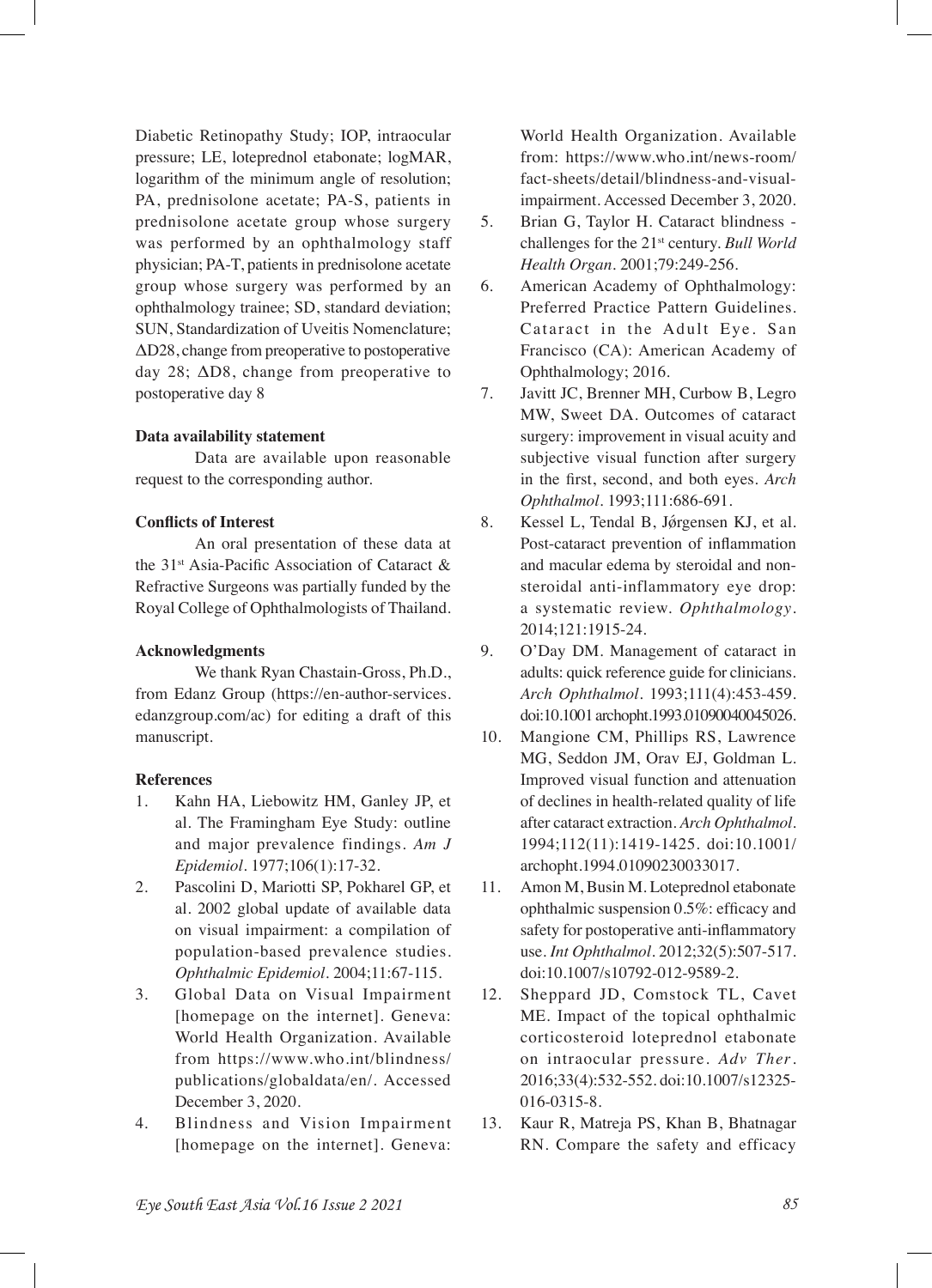Diabetic Retinopathy Study; IOP, intraocular pressure; LE, loteprednol etabonate; logMAR, logarithm of the minimum angle of resolution; PA, prednisolone acetate; PA-S, patients in prednisolone acetate group whose surgery was performed by an ophthalmology staff physician; PA-T, patients in prednisolone acetate group whose surgery was performed by an ophthalmology trainee; SD, standard deviation; SUN, Standardization of Uveitis Nomenclature; ΔD28, change from preoperative to postoperative day 28; ΔD8, change from preoperative to postoperative day 8

**Data availability statement**

Data are available upon reasonable request to the corresponding author.

**Conflicts of Interest**

An oral presentation of these data at the 31st Asia-Pacific Association of Cataract & Refractive Surgeons was partially funded by the Royal College of Ophthalmologists of Thailand.

**Acknowledgments**

We thank Ryan Chastain-Gross, Ph.D., from Edanz Group (https://en-author-services.edanzgroup.com/ac) for editing a draft of this manuscript.

**References**

1. Kahn HA, Liebowitz HM, Ganley JP, et al. The Framingham Eye Study: outline and major prevalence findings. *Am J Epidemiol*. 1977;106(1):17-32.
2. Pascolini D, Mariotti SP, Pokharel GP, et al. 2002 global update of available data on visual impairment: a compilation of population-based prevalence studies. *Ophthalmic Epidemiol*. 2004;11:67-115.
3. Global Data on Visual Impairment [homepage on the internet]. Geneva: World Health Organization. Available from https://www.who.int/blindness/publications/globaldata/en/. Accessed December 3, 2020.
4. Blindness and Vision Impairment [homepage on the internet]. Geneva: World Health Organization. Available from: https://www.who.int/news-room/fact-sheets/detail/blindness-and-visual-impairment. Accessed December 3, 2020.
5. Brian G, Taylor H. Cataract blindness - challenges for the 21st century. *Bull World Health Organ*. 2001;79:249-256.
6. American Academy of Ophthalmology: Preferred Practice Pattern Guidelines. Cataract in the Adult Eye. San Francisco (CA): American Academy of Ophthalmology; 2016.
7. Javitt JC, Brenner MH, Curbow B, Legro MW, Sweet DA. Outcomes of cataract surgery: improvement in visual acuity and subjective visual function after surgery in the first, second, and both eyes. *Arch Ophthalmol*. 1993;111:686-691.
8. Kessel L, Tendal B, Jørgensen KJ, et al. Post-cataract prevention of inflammation and macular edema by steroidal and non-steroidal anti-inflammatory eye drop: a systematic review. *Ophthalmology*. 2014;121:1915-24.
9. O'Day DM. Management of cataract in adults: quick reference guide for clinicians. *Arch Ophthalmol*. 1993;111(4):453-459. doi:10.1001 archopht.1993.01090040045026.
10. Mangione CM, Phillips RS, Lawrence MG, Seddon JM, Orav EJ, Goldman L. Improved visual function and attenuation of declines in health-related quality of life after cataract extraction. *Arch Ophthalmol*. 1994;112(11):1419-1425. doi:10.1001/archopht.1994.01090230033017.
11. Amon M, Busin M. Loteprednol etabonate ophthalmic suspension 0.5%: efficacy and safety for postoperative anti-inflammatory use. *Int Ophthalmol*. 2012;32(5):507-517. doi:10.1007/s10792-012-9589-2.
12. Sheppard JD, Comstock TL, Cavet ME. Impact of the topical ophthalmic corticosteroid loteprednol etabonate on intraocular pressure. *Adv Ther*. 2016;33(4):532-552. doi:10.1007/s12325-016-0315-8.
13. Kaur R, Matreja PS, Khan B, Bhatnagar RN. Compare the safety and efficacy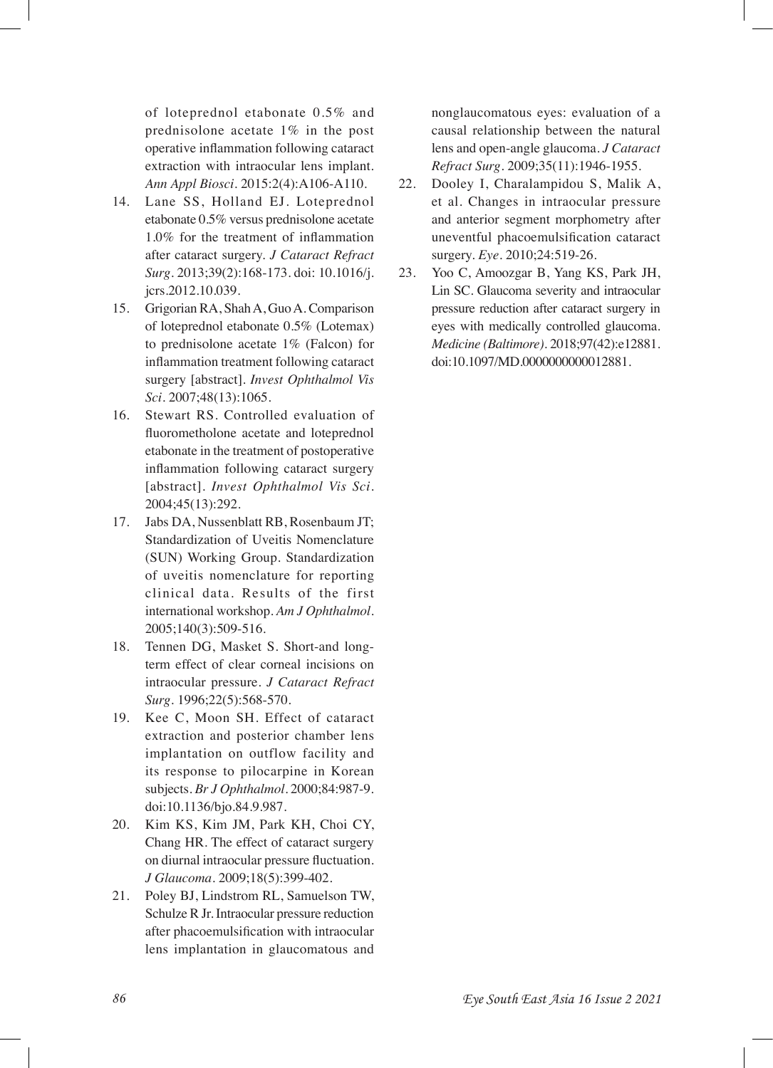of loteprednol etabonate 0.5% and prednisolone acetate 1% in the post operative inflammation following cataract extraction with intraocular lens implant. *Ann Appl Biosci*. 2015:2(4):A106-A110.

14. Lane SS, Holland EJ. Loteprednol etabonate 0.5% versus prednisolone acetate 1.0% for the treatment of inflammation after cataract surgery. *J Cataract Refract Surg*. 2013;39(2):168-173. doi: 10.1016/j.jcrs.2012.10.039.
15. Grigorian RA, Shah A, Guo A. Comparison of loteprednol etabonate 0.5% (Lotemax) to prednisolone acetate 1% (Falcon) for inflammation treatment following cataract surgery [abstract]. *Invest Ophthalmol Vis Sci*. 2007;48(13):1065.
16. Stewart RS. Controlled evaluation of fluorometholone acetate and loteprednol etabonate in the treatment of postoperative inflammation following cataract surgery [abstract]. *Invest Ophthalmol Vis Sci*. 2004;45(13):292.
17. Jabs DA, Nussenblatt RB, Rosenbaum JT; Standardization of Uveitis Nomenclature (SUN) Working Group. Standardization of uveitis nomenclature for reporting clinical data. Results of the first international workshop. *Am J Ophthalmol*. 2005;140(3):509-516.
18. Tennen DG, Masket S. Short-and long-term effect of clear corneal incisions on intraocular pressure. *J Cataract Refract Surg*. 1996;22(5):568-570.
19. Kee C, Moon SH. Effect of cataract extraction and posterior chamber lens implantation on outflow facility and its response to pilocarpine in Korean subjects. *Br J Ophthalmol*. 2000;84:987-9. doi:10.1136/bjo.84.9.987.
20. Kim KS, Kim JM, Park KH, Choi CY, Chang HR. The effect of cataract surgery on diurnal intraocular pressure fluctuation. *J Glaucoma*. 2009;18(5):399-402.
21. Poley BJ, Lindstrom RL, Samuelson TW, Schulze R Jr. Intraocular pressure reduction after phacoemulsification with intraocular lens implantation in glaucomatous and nonglaucomatous eyes: evaluation of a causal relationship between the natural lens and open-angle glaucoma. *J Cataract Refract Surg*. 2009;35(11):1946-1955.
22. Dooley I, Charalampidou S, Malik A, et al. Changes in intraocular pressure and anterior segment morphometry after uneventful phacoemulsification cataract surgery. *Eye*. 2010;24:519-26.
23. Yoo C, Amoozgar B, Yang KS, Park JH, Lin SC. Glaucoma severity and intraocular pressure reduction after cataract surgery in eyes with medically controlled glaucoma. *Medicine (Baltimore)*. 2018;97(42):e12881. doi:10.1097/MD.0000000000012881.